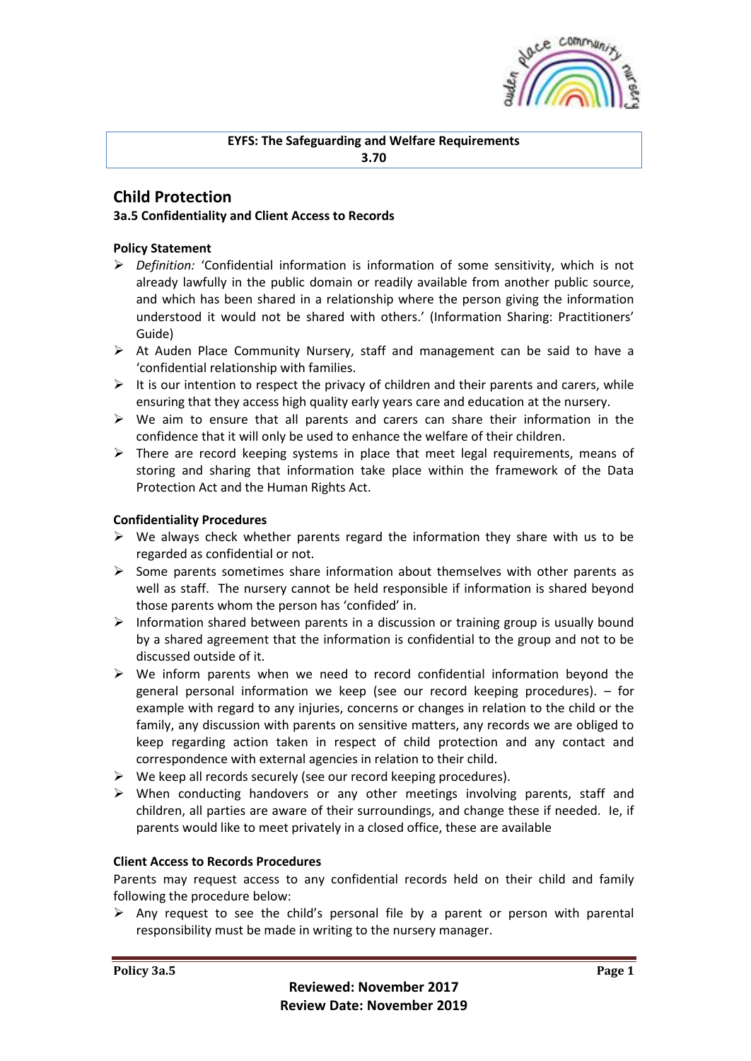**EYFS: The Safeguarding and Welfare Requirements**
**3.70**

# Child Protection

### 3a.5 Confidentiality and Client Access to Records

**Policy Statement**

- *Definition:* 'Confidential information is information of some sensitivity, which is not already lawfully in the public domain or readily available from another public source, and which has been shared in a relationship where the person giving the information understood it would not be shared with others.' (Information Sharing: Practitioners' Guide)
- At Auden Place Community Nursery, staff and management can be said to have a 'confidential relationship with families.
- It is our intention to respect the privacy of children and their parents and carers, while ensuring that they access high quality early years care and education at the nursery.
- We aim to ensure that all parents and carers can share their information in the confidence that it will only be used to enhance the welfare of their children.
- There are record keeping systems in place that meet legal requirements, means of storing and sharing that information take place within the framework of the Data Protection Act and the Human Rights Act.

**Confidentiality Procedures**

- We always check whether parents regard the information they share with us to be regarded as confidential or not.
- Some parents sometimes share information about themselves with other parents as well as staff. The nursery cannot be held responsible if information is shared beyond those parents whom the person has 'confided' in.
- Information shared between parents in a discussion or training group is usually bound by a shared agreement that the information is confidential to the group and not to be discussed outside of it.
- We inform parents when we need to record confidential information beyond the general personal information we keep (see our record keeping procedures). – for example with regard to any injuries, concerns or changes in relation to the child or the family, any discussion with parents on sensitive matters, any records we are obliged to keep regarding action taken in respect of child protection and any contact and correspondence with external agencies in relation to their child.
- We keep all records securely (see our record keeping procedures).
- When conducting handovers or any other meetings involving parents, staff and children, all parties are aware of their surroundings, and change these if needed. Ie, if parents would like to meet privately in a closed office, these are available

**Client Access to Records Procedures**

Parents may request access to any confidential records held on their child and family following the procedure below:

- Any request to see the child's personal file by a parent or person with parental responsibility must be made in writing to the nursery manager.

**Policy 3a.5**

**Reviewed: November 2017**
**Review Date: November 2019**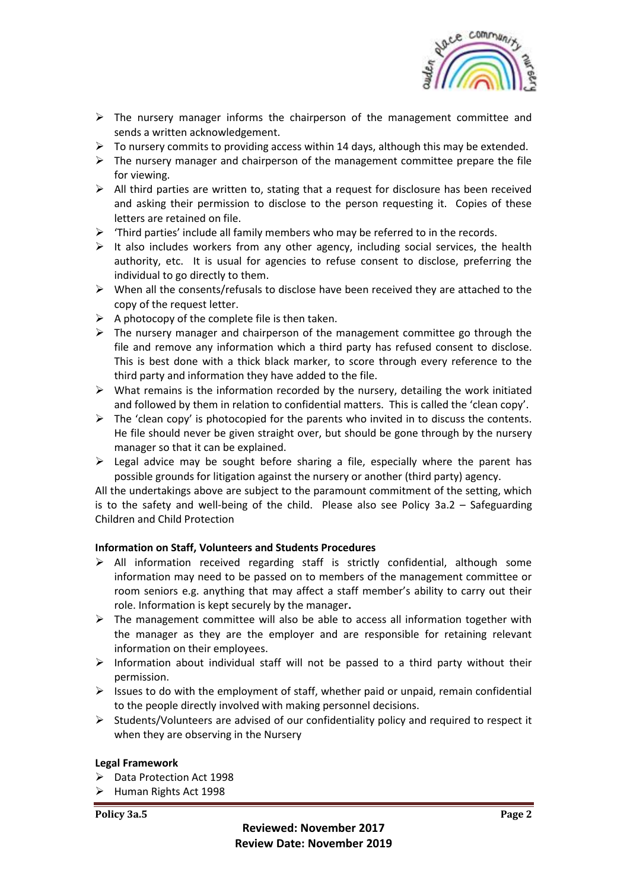- The nursery manager informs the chairperson of the management committee and sends a written acknowledgement.
- To nursery commits to providing access within 14 days, although this may be extended.
- The nursery manager and chairperson of the management committee prepare the file for viewing.
- All third parties are written to, stating that a request for disclosure has been received and asking their permission to disclose to the person requesting it. Copies of these letters are retained on file.
- 'Third parties' include all family members who may be referred to in the records.
- It also includes workers from any other agency, including social services, the health authority, etc. It is usual for agencies to refuse consent to disclose, preferring the individual to go directly to them.
- When all the consents/refusals to disclose have been received they are attached to the copy of the request letter.
- A photocopy of the complete file is then taken.
- The nursery manager and chairperson of the management committee go through the file and remove any information which a third party has refused consent to disclose. This is best done with a thick black marker, to score through every reference to the third party and information they have added to the file.
- What remains is the information recorded by the nursery, detailing the work initiated and followed by them in relation to confidential matters. This is called the 'clean copy'.
- The 'clean copy' is photocopied for the parents who invited in to discuss the contents. He file should never be given straight over, but should be gone through by the nursery manager so that it can be explained.
- Legal advice may be sought before sharing a file, especially where the parent has possible grounds for litigation against the nursery or another (third party) agency.

All the undertakings above are subject to the paramount commitment of the setting, which is to the safety and well-being of the child. Please also see Policy 3a.2 – Safeguarding Children and Child Protection

**Information on Staff, Volunteers and Students Procedures**

- All information received regarding staff is strictly confidential, although some information may need to be passed on to members of the management committee or room seniors e.g. anything that may affect a staff member's ability to carry out their role. Information is kept securely by the manager**.**
- The management committee will also be able to access all information together with the manager as they are the employer and are responsible for retaining relevant information on their employees.
- Information about individual staff will not be passed to a third party without their permission.
- Issues to do with the employment of staff, whether paid or unpaid, remain confidential to the people directly involved with making personnel decisions.
- Students/Volunteers are advised of our confidentiality policy and required to respect it when they are observing in the Nursery

**Legal Framework**

- Data Protection Act 1998
- Human Rights Act 1998

**Reviewed: November 2017**
**Review Date: November 2019**